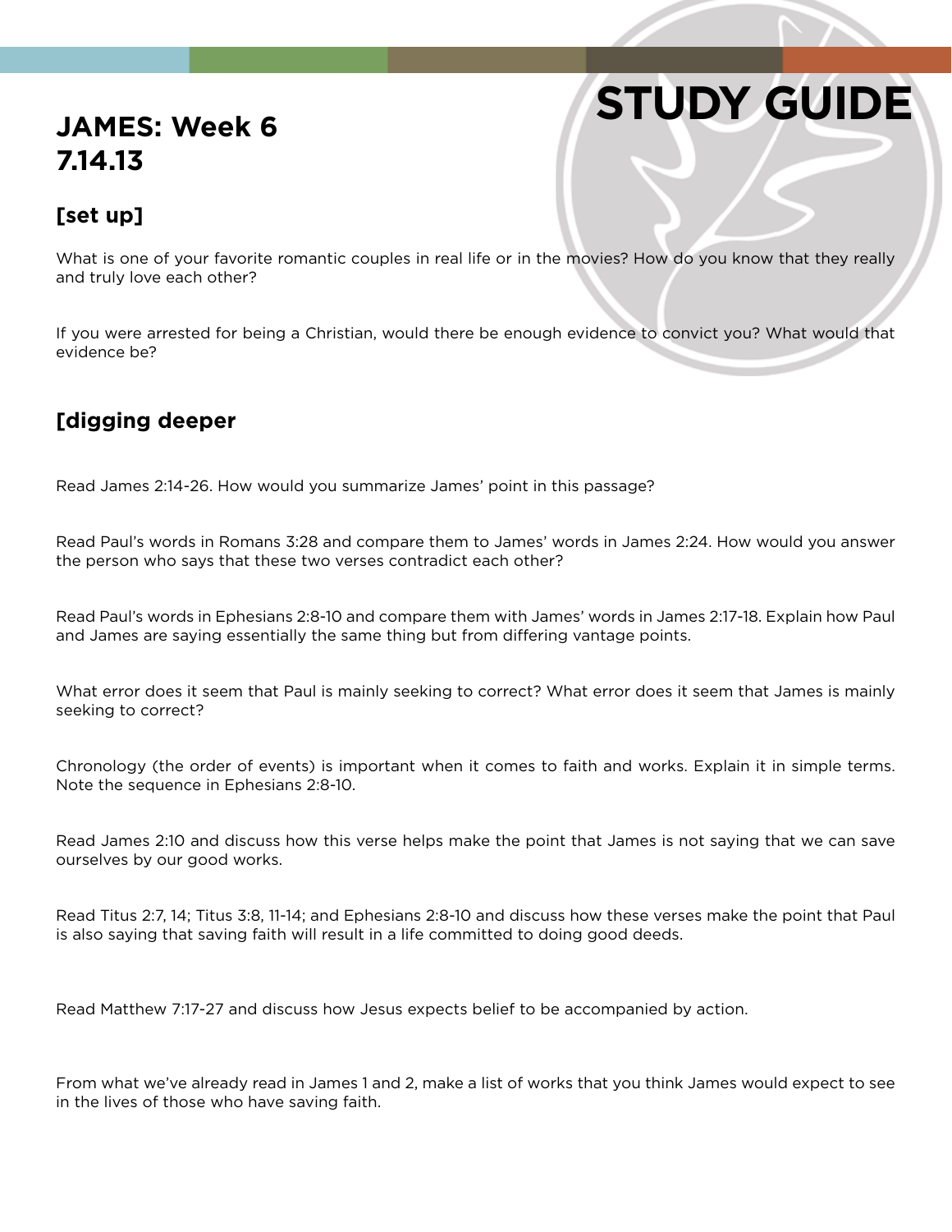# STUDY GUIDE

## JAMES: Week 6
## 7.14.13

### [set up]

What is one of your favorite romantic couples in real life or in the movies? How do you know that they really and truly love each other?

If you were arrested for being a Christian, would there be enough evidence to convict you? What would that evidence be?

### [digging deeper

Read James 2:14-26. How would you summarize James' point in this passage?

Read Paul's words in Romans 3:28 and compare them to James' words in James 2:24. How would you answer the person who says that these two verses contradict each other?

Read Paul's words in Ephesians 2:8-10 and compare them with James' words in James 2:17-18. Explain how Paul and James are saying essentially the same thing but from differing vantage points.

What error does it seem that Paul is mainly seeking to correct? What error does it seem that James is mainly seeking to correct?

Chronology (the order of events) is important when it comes to faith and works. Explain it in simple terms. Note the sequence in Ephesians 2:8-10.

Read James 2:10 and discuss how this verse helps make the point that James is not saying that we can save ourselves by our good works.

Read Titus 2:7, 14; Titus 3:8, 11-14; and Ephesians 2:8-10 and discuss how these verses make the point that Paul is also saying that saving faith will result in a life committed to doing good deeds.

Read Matthew 7:17-27 and discuss how Jesus expects belief to be accompanied by action.

From what we've already read in James 1 and 2, make a list of works that you think James would expect to see in the lives of those who have saving faith.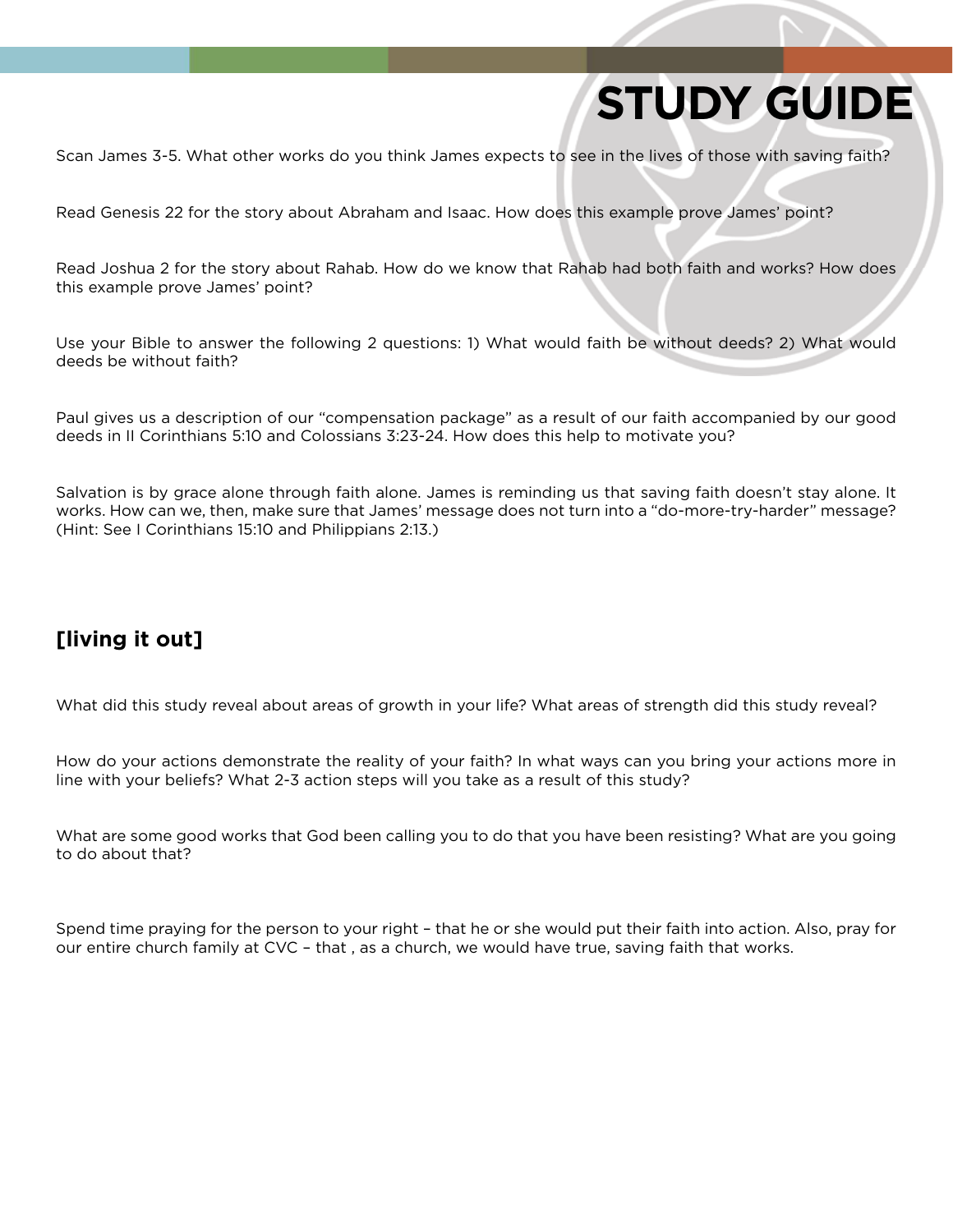# STUDY GUIDE

Scan James 3-5. What other works do you think James expects to see in the lives of those with saving faith?

Read Genesis 22 for the story about Abraham and Isaac. How does this example prove James' point?

Read Joshua 2 for the story about Rahab. How do we know that Rahab had both faith and works? How does this example prove James' point?

Use your Bible to answer the following 2 questions: 1) What would faith be without deeds? 2) What would deeds be without faith?

Paul gives us a description of our "compensation package" as a result of our faith accompanied by our good deeds in II Corinthians 5:10 and Colossians 3:23-24. How does this help to motivate you?

Salvation is by grace alone through faith alone. James is reminding us that saving faith doesn't stay alone. It works. How can we, then, make sure that James' message does not turn into a "do-more-try-harder" message? (Hint: See I Corinthians 15:10 and Philippians 2:13.)

## [living it out]

What did this study reveal about areas of growth in your life? What areas of strength did this study reveal?

How do your actions demonstrate the reality of your faith? In what ways can you bring your actions more in line with your beliefs? What 2-3 action steps will you take as a result of this study?

What are some good works that God been calling you to do that you have been resisting? What are you going to do about that?

Spend time praying for the person to your right – that he or she would put their faith into action. Also, pray for our entire church family at CVC – that , as a church, we would have true, saving faith that works.